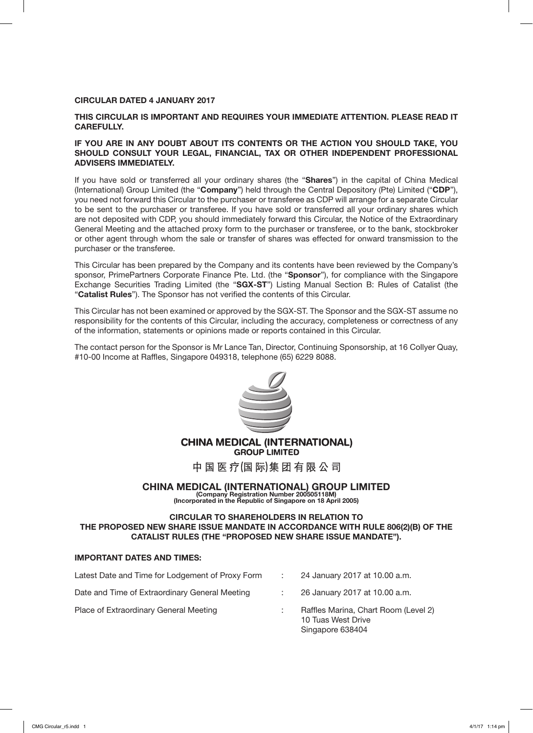**CIRCULAR DATED 4 JANUARY 2017**

**THIS CIRCULAR IS IMPORTANT AND REQUIRES YOUR IMMEDIATE ATTENTION. PLEASE READ IT CAREFULLY.**

**IF YOU ARE IN ANY DOUBT ABOUT ITS CONTENTS OR THE ACTION YOU SHOULD TAKE, YOU SHOULD CONSULT YOUR LEGAL, FINANCIAL, TAX OR OTHER INDEPENDENT PROFESSIONAL ADVISERS IMMEDIATELY.**

If you have sold or transferred all your ordinary shares (the "**Shares**") in the capital of China Medical (International) Group Limited (the "**Company**") held through the Central Depository (Pte) Limited ("**CDP**"), you need not forward this Circular to the purchaser or transferee as CDP will arrange for a separate Circular to be sent to the purchaser or transferee. If you have sold or transferred all your ordinary shares which are not deposited with CDP, you should immediately forward this Circular, the Notice of the Extraordinary General Meeting and the attached proxy form to the purchaser or transferee, or to the bank, stockbroker or other agent through whom the sale or transfer of shares was effected for onward transmission to the purchaser or the transferee.

This Circular has been prepared by the Company and its contents have been reviewed by the Company's sponsor, PrimePartners Corporate Finance Pte. Ltd. (the "**Sponsor**"), for compliance with the Singapore Exchange Securities Trading Limited (the "**SGX-ST**") Listing Manual Section B: Rules of Catalist (the "**Catalist Rules**"). The Sponsor has not verified the contents of this Circular.

This Circular has not been examined or approved by the SGX-ST. The Sponsor and the SGX-ST assume no responsibility for the contents of this Circular, including the accuracy, completeness or correctness of any of the information, statements or opinions made or reports contained in this Circular.

The contact person for the Sponsor is Mr Lance Tan, Director, Continuing Sponsorship, at 16 Collyer Quay, #10-00 Income at Raffles, Singapore 049318, telephone (65) 6229 8088.

**CHINA MEDICAL (INTERNATIONAL) GROUP LIMITED**

中国医疗(国际)集团有限公司

# CHINA MEDICAL (INTERNATIONAL) GROUP LIMITED

**(Company Registration Number 200505118M)**
**(Incorporated in the Republic of Singapore on 18 April 2005)**

**CIRCULAR TO SHAREHOLDERS IN RELATION TO THE PROPOSED NEW SHARE ISSUE MANDATE IN ACCORDANCE WITH RULE 806(2)(B) OF THE CATALIST RULES (THE "PROPOSED NEW SHARE ISSUE MANDATE").**

**IMPORTANT DATES AND TIMES:**

| | | |
|---|---|---|
| Latest Date and Time for Lodgement of Proxy Form | : | 24 January 2017 at 10.00 a.m. |
| Date and Time of Extraordinary General Meeting | : | 26 January 2017 at 10.00 a.m. |
| Place of Extraordinary General Meeting | : | Raffles Marina, Chart Room (Level 2) 10 Tuas West Drive Singapore 638404 |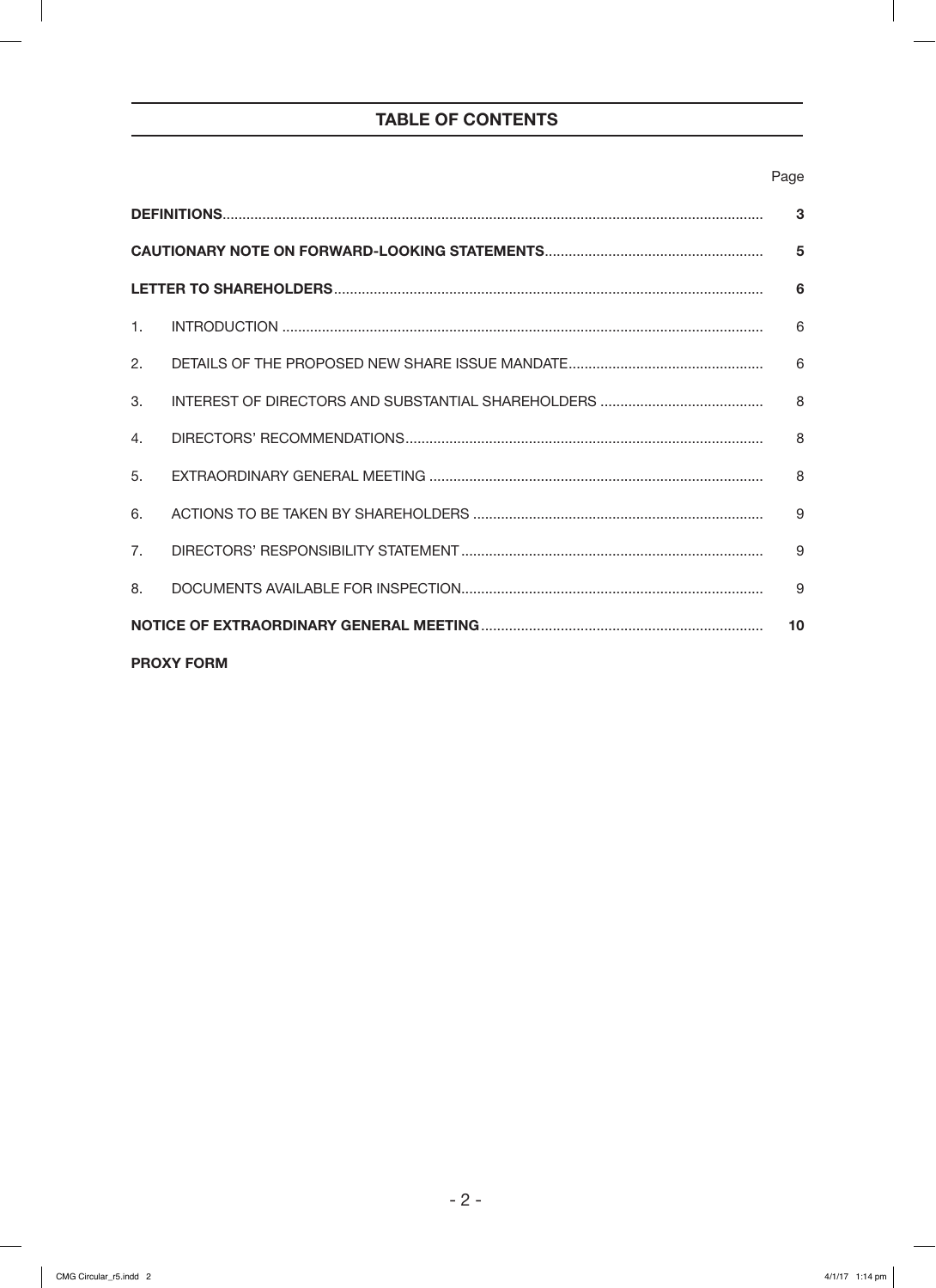## TABLE OF CONTENTS

| | | Page |
|---|---|---|
| **DEFINITIONS** | | **3** |
| **CAUTIONARY NOTE ON FORWARD-LOOKING STATEMENTS** | | **5** |
| **LETTER TO SHAREHOLDERS** | | **6** |
| 1. | INTRODUCTION | 6 |
| 2. | DETAILS OF THE PROPOSED NEW SHARE ISSUE MANDATE | 6 |
| 3. | INTEREST OF DIRECTORS AND SUBSTANTIAL SHAREHOLDERS | 8 |
| 4. | DIRECTORS' RECOMMENDATIONS | 8 |
| 5. | EXTRAORDINARY GENERAL MEETING | 8 |
| 6. | ACTIONS TO BE TAKEN BY SHAREHOLDERS | 9 |
| 7. | DIRECTORS' RESPONSIBILITY STATEMENT | 9 |
| 8. | DOCUMENTS AVAILABLE FOR INSPECTION | 9 |
| **NOTICE OF EXTRAORDINARY GENERAL MEETING** | | **10** |
| **PROXY FORM** | | |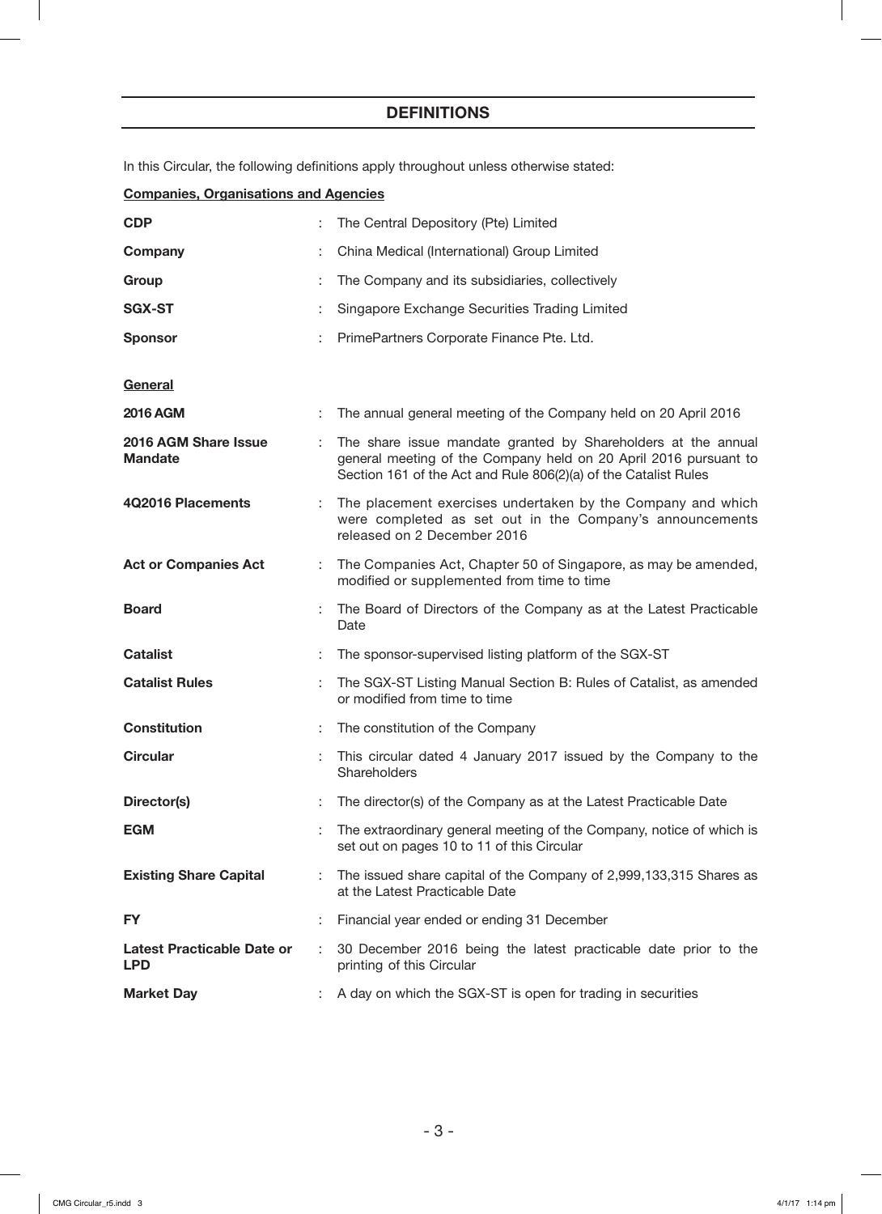## DEFINITIONS

In this Circular, the following definitions apply throughout unless otherwise stated:

**Companies, Organisations and Agencies**

| | | |
|---|---|---|
| **CDP** | : | The Central Depository (Pte) Limited |
| **Company** | : | China Medical (International) Group Limited |
| **Group** | : | The Company and its subsidiaries, collectively |
| **SGX-ST** | : | Singapore Exchange Securities Trading Limited |
| **Sponsor** | : | PrimePartners Corporate Finance Pte. Ltd. |

**General**

| | | |
|---|---|---|
| **2016 AGM** | : | The annual general meeting of the Company held on 20 April 2016 |
| **2016 AGM Share Issue Mandate** | : | The share issue mandate granted by Shareholders at the annual general meeting of the Company held on 20 April 2016 pursuant to Section 161 of the Act and Rule 806(2)(a) of the Catalist Rules |
| **4Q2016 Placements** | : | The placement exercises undertaken by the Company and which were completed as set out in the Company's announcements released on 2 December 2016 |
| **Act or Companies Act** | : | The Companies Act, Chapter 50 of Singapore, as may be amended, modified or supplemented from time to time |
| **Board** | : | The Board of Directors of the Company as at the Latest Practicable Date |
| **Catalist** | : | The sponsor-supervised listing platform of the SGX-ST |
| **Catalist Rules** | : | The SGX-ST Listing Manual Section B: Rules of Catalist, as amended or modified from time to time |
| **Constitution** | : | The constitution of the Company |
| **Circular** | : | This circular dated 4 January 2017 issued by the Company to the Shareholders |
| **Director(s)** | : | The director(s) of the Company as at the Latest Practicable Date |
| **EGM** | : | The extraordinary general meeting of the Company, notice of which is set out on pages 10 to 11 of this Circular |
| **Existing Share Capital** | : | The issued share capital of the Company of 2,999,133,315 Shares as at the Latest Practicable Date |
| **FY** | : | Financial year ended or ending 31 December |
| **Latest Practicable Date or LPD** | : | 30 December 2016 being the latest practicable date prior to the printing of this Circular |
| **Market Day** | : | A day on which the SGX-ST is open for trading in securities |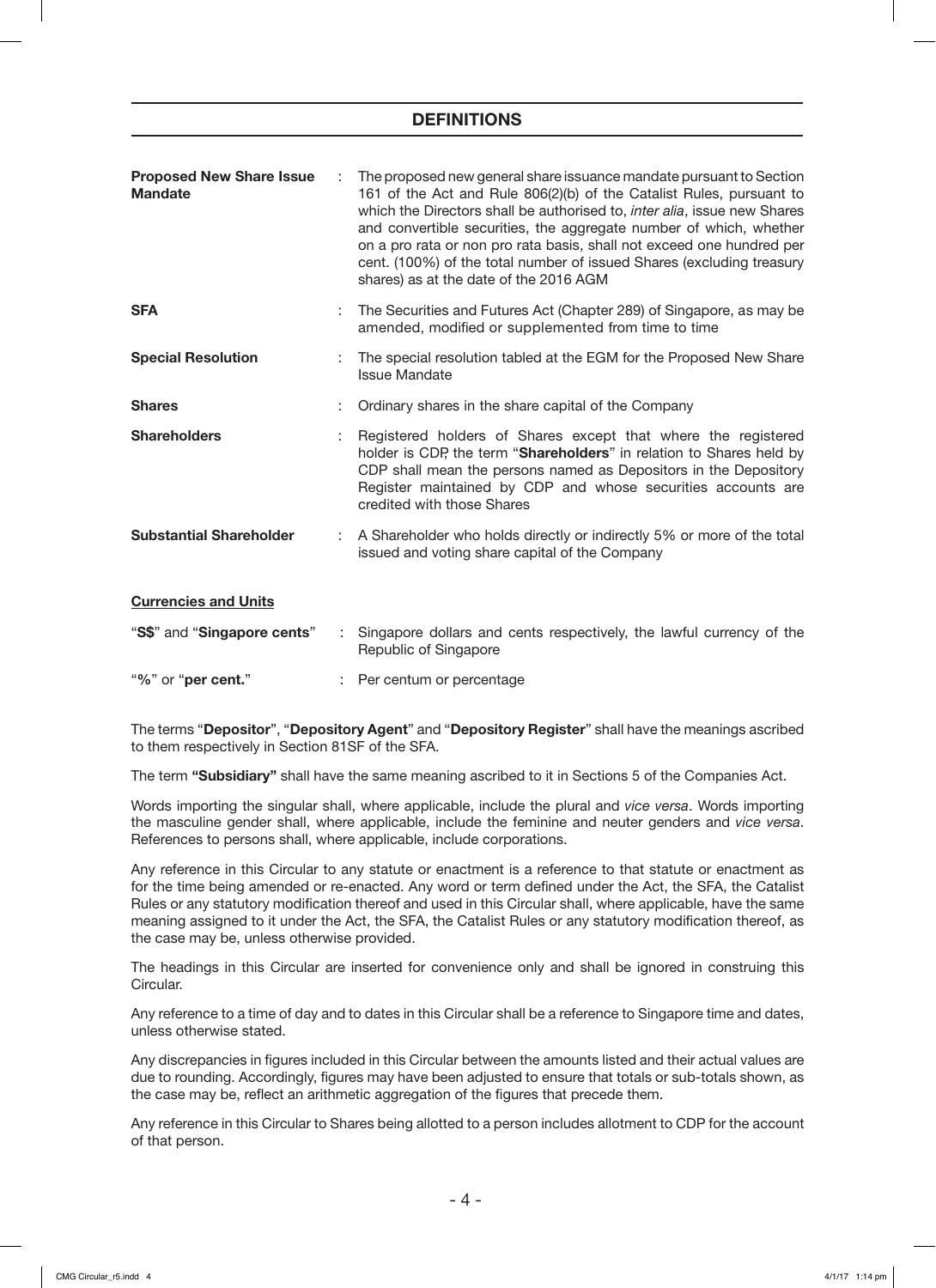## DEFINITIONS

| | | |
|---|---|---|
| **Proposed New Share Issue Mandate** | : | The proposed new general share issuance mandate pursuant to Section 161 of the Act and Rule 806(2)(b) of the Catalist Rules, pursuant to which the Directors shall be authorised to, *inter alia*, issue new Shares and convertible securities, the aggregate number of which, whether on a pro rata or non pro rata basis, shall not exceed one hundred per cent. (100%) of the total number of issued Shares (excluding treasury shares) as at the date of the 2016 AGM |
| **SFA** | : | The Securities and Futures Act (Chapter 289) of Singapore, as may be amended, modified or supplemented from time to time |
| **Special Resolution** | : | The special resolution tabled at the EGM for the Proposed New Share Issue Mandate |
| **Shares** | : | Ordinary shares in the share capital of the Company |
| **Shareholders** | : | Registered holders of Shares except that where the registered holder is CDP, the term "**Shareholders**" in relation to Shares held by CDP shall mean the persons named as Depositors in the Depository Register maintained by CDP and whose securities accounts are credited with those Shares |
| **Substantial Shareholder** | : | A Shareholder who holds directly or indirectly 5% or more of the total issued and voting share capital of the Company |

**Currencies and Units**

| | | |
|---|---|---|
| "**S$**" and "**Singapore cents**" | : | Singapore dollars and cents respectively, the lawful currency of the Republic of Singapore |
| "**%**" or "**per cent.**" | : | Per centum or percentage |

The terms "**Depositor**", "**Depository Agent**" and "**Depository Register**" shall have the meanings ascribed to them respectively in Section 81SF of the SFA.

The term **"Subsidiary"** shall have the same meaning ascribed to it in Sections 5 of the Companies Act.

Words importing the singular shall, where applicable, include the plural and *vice versa*. Words importing the masculine gender shall, where applicable, include the feminine and neuter genders and *vice versa*. References to persons shall, where applicable, include corporations.

Any reference in this Circular to any statute or enactment is a reference to that statute or enactment as for the time being amended or re-enacted. Any word or term defined under the Act, the SFA, the Catalist Rules or any statutory modification thereof and used in this Circular shall, where applicable, have the same meaning assigned to it under the Act, the SFA, the Catalist Rules or any statutory modification thereof, as the case may be, unless otherwise provided.

The headings in this Circular are inserted for convenience only and shall be ignored in construing this Circular.

Any reference to a time of day and to dates in this Circular shall be a reference to Singapore time and dates, unless otherwise stated.

Any discrepancies in figures included in this Circular between the amounts listed and their actual values are due to rounding. Accordingly, figures may have been adjusted to ensure that totals or sub-totals shown, as the case may be, reflect an arithmetic aggregation of the figures that precede them.

Any reference in this Circular to Shares being allotted to a person includes allotment to CDP for the account of that person.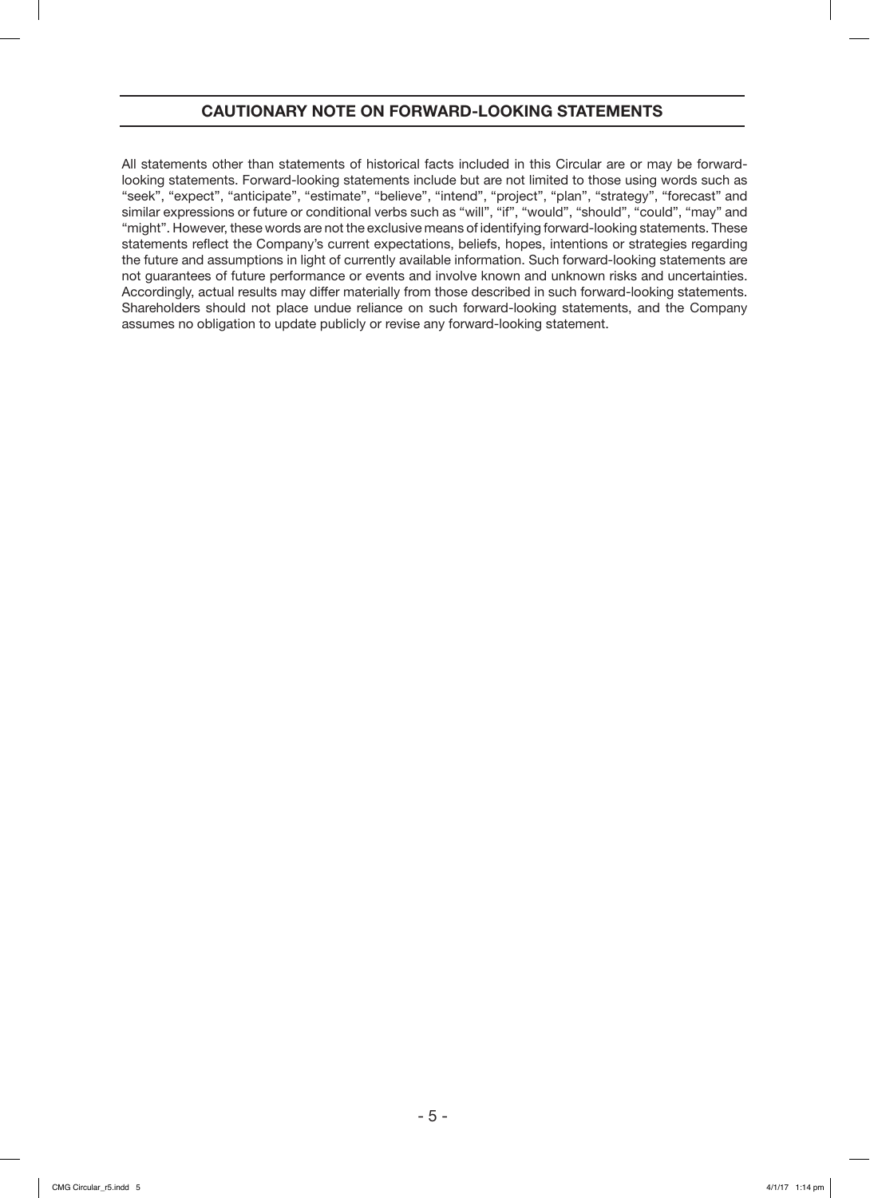## CAUTIONARY NOTE ON FORWARD-LOOKING STATEMENTS

All statements other than statements of historical facts included in this Circular are or may be forward-looking statements. Forward-looking statements include but are not limited to those using words such as "seek", "expect", "anticipate", "estimate", "believe", "intend", "project", "plan", "strategy", "forecast" and similar expressions or future or conditional verbs such as "will", "if", "would", "should", "could", "may" and "might". However, these words are not the exclusive means of identifying forward-looking statements. These statements reflect the Company's current expectations, beliefs, hopes, intentions or strategies regarding the future and assumptions in light of currently available information. Such forward-looking statements are not guarantees of future performance or events and involve known and unknown risks and uncertainties. Accordingly, actual results may differ materially from those described in such forward-looking statements. Shareholders should not place undue reliance on such forward-looking statements, and the Company assumes no obligation to update publicly or revise any forward-looking statement.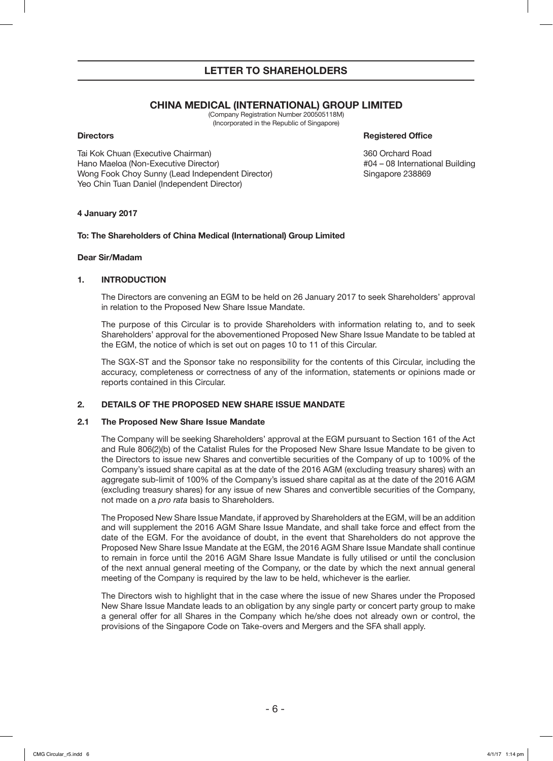# LETTER TO SHAREHOLDERS

## CHINA MEDICAL (INTERNATIONAL) GROUP LIMITED

(Company Registration Number 200505118M)
(Incorporated in the Republic of Singapore)

**Directors**

Tai Kok Chuan (Executive Chairman)
Hano Maeloa (Non-Executive Director)
Wong Fook Choy Sunny (Lead Independent Director)
Yeo Chin Tuan Daniel (Independent Director)

**Registered Office**

360 Orchard Road
#04 – 08 International Building
Singapore 238869

**4 January 2017**

**To: The Shareholders of China Medical (International) Group Limited**

**Dear Sir/Madam**

### 1. INTRODUCTION

The Directors are convening an EGM to be held on 26 January 2017 to seek Shareholders' approval in relation to the Proposed New Share Issue Mandate.

The purpose of this Circular is to provide Shareholders with information relating to, and to seek Shareholders' approval for the abovementioned Proposed New Share Issue Mandate to be tabled at the EGM, the notice of which is set out on pages 10 to 11 of this Circular.

The SGX-ST and the Sponsor take no responsibility for the contents of this Circular, including the accuracy, completeness or correctness of any of the information, statements or opinions made or reports contained in this Circular.

### 2. DETAILS OF THE PROPOSED NEW SHARE ISSUE MANDATE

#### 2.1 The Proposed New Share Issue Mandate

The Company will be seeking Shareholders' approval at the EGM pursuant to Section 161 of the Act and Rule 806(2)(b) of the Catalist Rules for the Proposed New Share Issue Mandate to be given to the Directors to issue new Shares and convertible securities of the Company of up to 100% of the Company's issued share capital as at the date of the 2016 AGM (excluding treasury shares) with an aggregate sub-limit of 100% of the Company's issued share capital as at the date of the 2016 AGM (excluding treasury shares) for any issue of new Shares and convertible securities of the Company, not made on a *pro rata* basis to Shareholders.

The Proposed New Share Issue Mandate, if approved by Shareholders at the EGM, will be an addition and will supplement the 2016 AGM Share Issue Mandate, and shall take force and effect from the date of the EGM. For the avoidance of doubt, in the event that Shareholders do not approve the Proposed New Share Issue Mandate at the EGM, the 2016 AGM Share Issue Mandate shall continue to remain in force until the 2016 AGM Share Issue Mandate is fully utilised or until the conclusion of the next annual general meeting of the Company, or the date by which the next annual general meeting of the Company is required by the law to be held, whichever is the earlier.

The Directors wish to highlight that in the case where the issue of new Shares under the Proposed New Share Issue Mandate leads to an obligation by any single party or concert party group to make a general offer for all Shares in the Company which he/she does not already own or control, the provisions of the Singapore Code on Take-overs and Mergers and the SFA shall apply.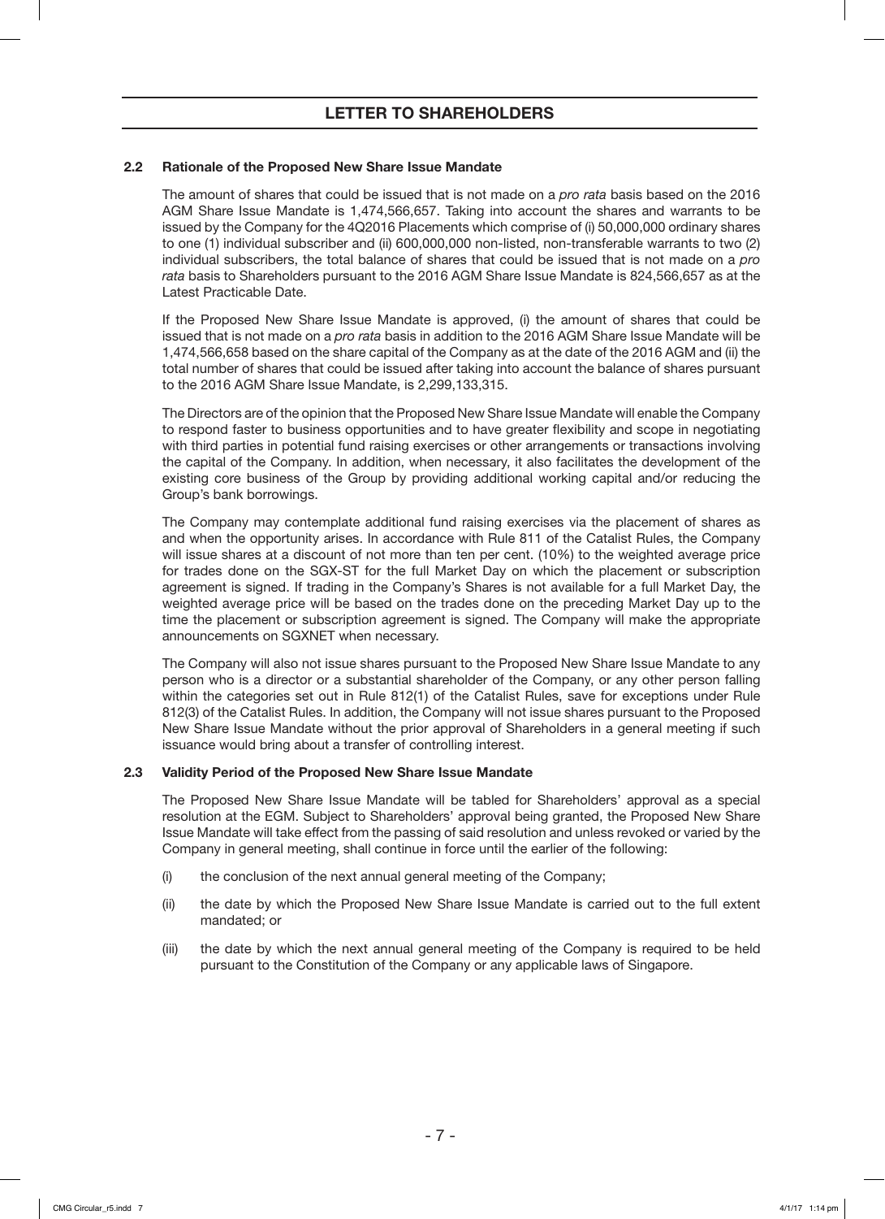## LETTER TO SHAREHOLDERS

### 2.2 Rationale of the Proposed New Share Issue Mandate

The amount of shares that could be issued that is not made on a *pro rata* basis based on the 2016 AGM Share Issue Mandate is 1,474,566,657. Taking into account the shares and warrants to be issued by the Company for the 4Q2016 Placements which comprise of (i) 50,000,000 ordinary shares to one (1) individual subscriber and (ii) 600,000,000 non-listed, non-transferable warrants to two (2) individual subscribers, the total balance of shares that could be issued that is not made on a *pro rata* basis to Shareholders pursuant to the 2016 AGM Share Issue Mandate is 824,566,657 as at the Latest Practicable Date.

If the Proposed New Share Issue Mandate is approved, (i) the amount of shares that could be issued that is not made on a *pro rata* basis in addition to the 2016 AGM Share Issue Mandate will be 1,474,566,658 based on the share capital of the Company as at the date of the 2016 AGM and (ii) the total number of shares that could be issued after taking into account the balance of shares pursuant to the 2016 AGM Share Issue Mandate, is 2,299,133,315.

The Directors are of the opinion that the Proposed New Share Issue Mandate will enable the Company to respond faster to business opportunities and to have greater flexibility and scope in negotiating with third parties in potential fund raising exercises or other arrangements or transactions involving the capital of the Company. In addition, when necessary, it also facilitates the development of the existing core business of the Group by providing additional working capital and/or reducing the Group's bank borrowings.

The Company may contemplate additional fund raising exercises via the placement of shares as and when the opportunity arises. In accordance with Rule 811 of the Catalist Rules, the Company will issue shares at a discount of not more than ten per cent. (10%) to the weighted average price for trades done on the SGX-ST for the full Market Day on which the placement or subscription agreement is signed. If trading in the Company's Shares is not available for a full Market Day, the weighted average price will be based on the trades done on the preceding Market Day up to the time the placement or subscription agreement is signed. The Company will make the appropriate announcements on SGXNET when necessary.

The Company will also not issue shares pursuant to the Proposed New Share Issue Mandate to any person who is a director or a substantial shareholder of the Company, or any other person falling within the categories set out in Rule 812(1) of the Catalist Rules, save for exceptions under Rule 812(3) of the Catalist Rules. In addition, the Company will not issue shares pursuant to the Proposed New Share Issue Mandate without the prior approval of Shareholders in a general meeting if such issuance would bring about a transfer of controlling interest.

### 2.3 Validity Period of the Proposed New Share Issue Mandate

The Proposed New Share Issue Mandate will be tabled for Shareholders' approval as a special resolution at the EGM. Subject to Shareholders' approval being granted, the Proposed New Share Issue Mandate will take effect from the passing of said resolution and unless revoked or varied by the Company in general meeting, shall continue in force until the earlier of the following:

(i) the conclusion of the next annual general meeting of the Company;

(ii) the date by which the Proposed New Share Issue Mandate is carried out to the full extent mandated; or

(iii) the date by which the next annual general meeting of the Company is required to be held pursuant to the Constitution of the Company or any applicable laws of Singapore.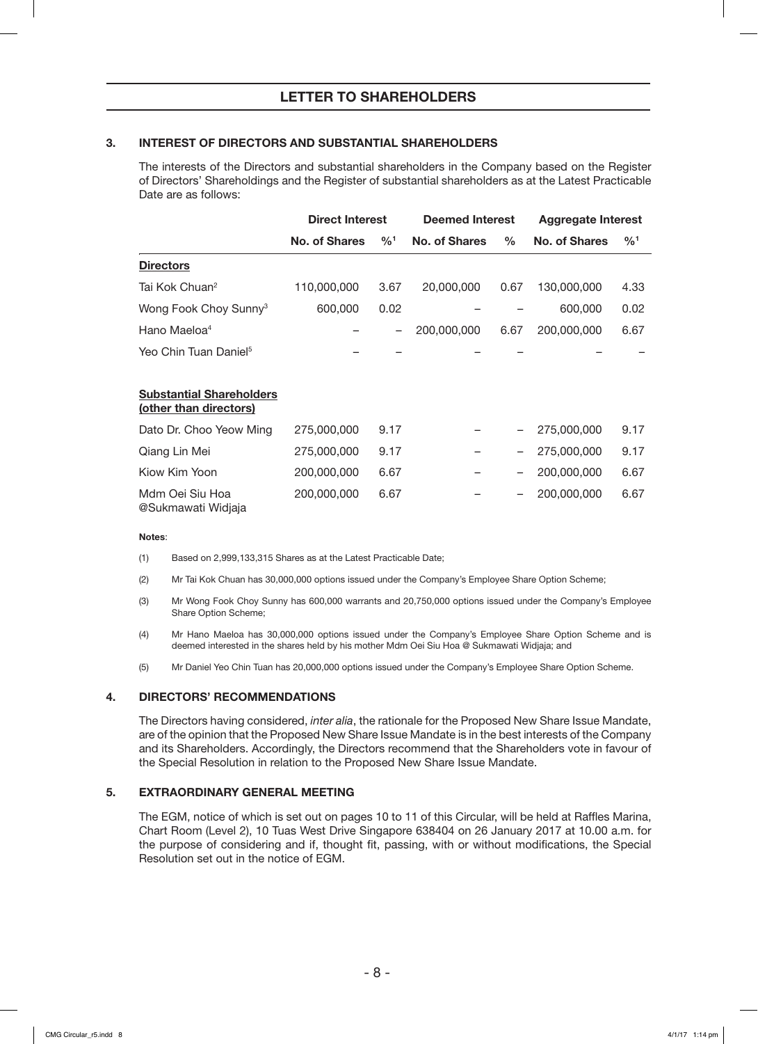## LETTER TO SHAREHOLDERS

### 3. INTEREST OF DIRECTORS AND SUBSTANTIAL SHAREHOLDERS

The interests of the Directors and substantial shareholders in the Company based on the Register of Directors' Shareholdings and the Register of substantial shareholders as at the Latest Practicable Date are as follows:

| | Direct Interest | | Deemed Interest | | Aggregate Interest | |
|---|---|---|---|---|---|---|
| | No. of Shares | %[1] | No. of Shares | % | No. of Shares | %[1] |
| **Directors** | | | | | | |
| Tai Kok Chuan[2] | 110,000,000 | 3.67 | 20,000,000 | 0.67 | 130,000,000 | 4.33 |
| Wong Fook Choy Sunny[3] | 600,000 | 0.02 | – | – | 600,000 | 0.02 |
| Hano Maeloa[4] | – | – | 200,000,000 | 6.67 | 200,000,000 | 6.67 |
| Yeo Chin Tuan Daniel[5] | – | – | – | – | – | – |
| **Substantial Shareholders (other than directors)** | | | | | | |
| Dato Dr. Choo Yeow Ming | 275,000,000 | 9.17 | – | – | 275,000,000 | 9.17 |
| Qiang Lin Mei | 275,000,000 | 9.17 | – | – | 275,000,000 | 9.17 |
| Kiow Kim Yoon | 200,000,000 | 6.67 | – | – | 200,000,000 | 6.67 |
| Mdm Oei Siu Hoa @Sukmawati Widjaja | 200,000,000 | 6.67 | – | – | 200,000,000 | 6.67 |

**Notes**:

(1) Based on 2,999,133,315 Shares as at the Latest Practicable Date;

(2) Mr Tai Kok Chuan has 30,000,000 options issued under the Company's Employee Share Option Scheme;

(3) Mr Wong Fook Choy Sunny has 600,000 warrants and 20,750,000 options issued under the Company's Employee Share Option Scheme;

(4) Mr Hano Maeloa has 30,000,000 options issued under the Company's Employee Share Option Scheme and is deemed interested in the shares held by his mother Mdm Oei Siu Hoa @ Sukmawati Widjaja; and

(5) Mr Daniel Yeo Chin Tuan has 20,000,000 options issued under the Company's Employee Share Option Scheme.

### 4. DIRECTORS' RECOMMENDATIONS

The Directors having considered, *inter alia*, the rationale for the Proposed New Share Issue Mandate, are of the opinion that the Proposed New Share Issue Mandate is in the best interests of the Company and its Shareholders. Accordingly, the Directors recommend that the Shareholders vote in favour of the Special Resolution in relation to the Proposed New Share Issue Mandate.

### 5. EXTRAORDINARY GENERAL MEETING

The EGM, notice of which is set out on pages 10 to 11 of this Circular, will be held at Raffles Marina, Chart Room (Level 2), 10 Tuas West Drive Singapore 638404 on 26 January 2017 at 10.00 a.m. for the purpose of considering and if, thought fit, passing, with or without modifications, the Special Resolution set out in the notice of EGM.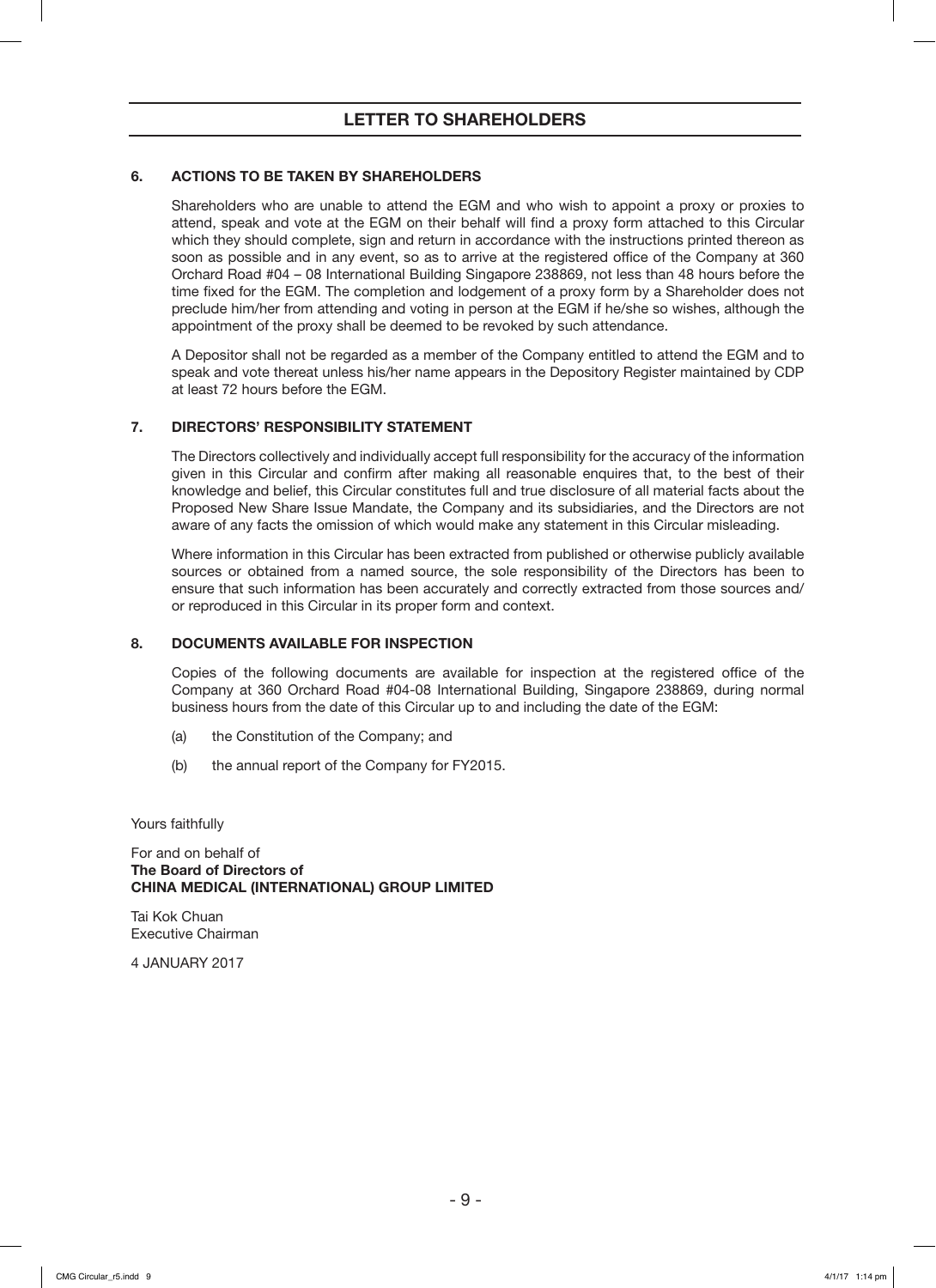## LETTER TO SHAREHOLDERS

### 6. ACTIONS TO BE TAKEN BY SHAREHOLDERS

Shareholders who are unable to attend the EGM and who wish to appoint a proxy or proxies to attend, speak and vote at the EGM on their behalf will find a proxy form attached to this Circular which they should complete, sign and return in accordance with the instructions printed thereon as soon as possible and in any event, so as to arrive at the registered office of the Company at 360 Orchard Road #04 – 08 International Building Singapore 238869, not less than 48 hours before the time fixed for the EGM. The completion and lodgement of a proxy form by a Shareholder does not preclude him/her from attending and voting in person at the EGM if he/she so wishes, although the appointment of the proxy shall be deemed to be revoked by such attendance.

A Depositor shall not be regarded as a member of the Company entitled to attend the EGM and to speak and vote thereat unless his/her name appears in the Depository Register maintained by CDP at least 72 hours before the EGM.

### 7. DIRECTORS' RESPONSIBILITY STATEMENT

The Directors collectively and individually accept full responsibility for the accuracy of the information given in this Circular and confirm after making all reasonable enquires that, to the best of their knowledge and belief, this Circular constitutes full and true disclosure of all material facts about the Proposed New Share Issue Mandate, the Company and its subsidiaries, and the Directors are not aware of any facts the omission of which would make any statement in this Circular misleading.

Where information in this Circular has been extracted from published or otherwise publicly available sources or obtained from a named source, the sole responsibility of the Directors has been to ensure that such information has been accurately and correctly extracted from those sources and/or reproduced in this Circular in its proper form and context.

### 8. DOCUMENTS AVAILABLE FOR INSPECTION

Copies of the following documents are available for inspection at the registered office of the Company at 360 Orchard Road #04-08 International Building, Singapore 238869, during normal business hours from the date of this Circular up to and including the date of the EGM:

(a) the Constitution of the Company; and

(b) the annual report of the Company for FY2015.

Yours faithfully

For and on behalf of
**The Board of Directors of**
**CHINA MEDICAL (INTERNATIONAL) GROUP LIMITED**

Tai Kok Chuan
Executive Chairman

4 JANUARY 2017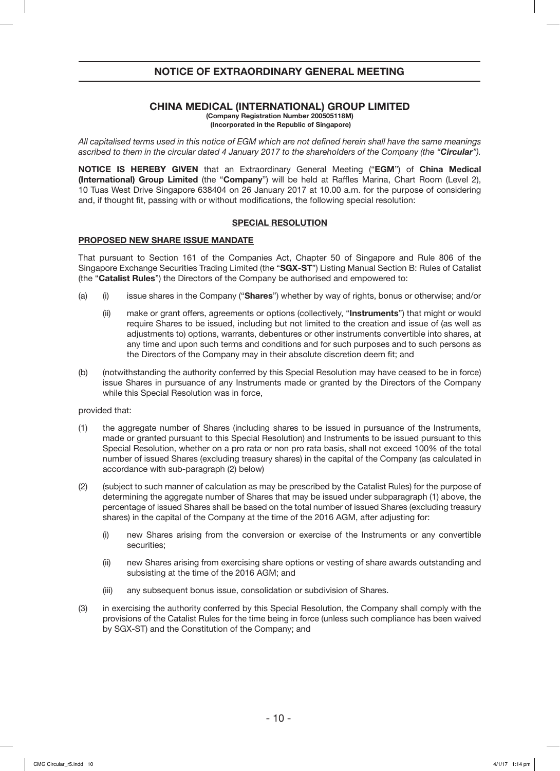# NOTICE OF EXTRAORDINARY GENERAL MEETING

## CHINA MEDICAL (INTERNATIONAL) GROUP LIMITED

**(Company Registration Number 200505118M)**
**(Incorporated in the Republic of Singapore)**

*All capitalised terms used in this notice of EGM which are not defined herein shall have the same meanings ascribed to them in the circular dated 4 January 2017 to the shareholders of the Company (the "**Circular**").*

**NOTICE IS HEREBY GIVEN** that an Extraordinary General Meeting ("**EGM**") of **China Medical (International) Group Limited** (the "**Company**") will be held at Raffles Marina, Chart Room (Level 2), 10 Tuas West Drive Singapore 638404 on 26 January 2017 at 10.00 a.m. for the purpose of considering and, if thought fit, passing with or without modifications, the following special resolution:

**SPECIAL RESOLUTION**

**PROPOSED NEW SHARE ISSUE MANDATE**

That pursuant to Section 161 of the Companies Act, Chapter 50 of Singapore and Rule 806 of the Singapore Exchange Securities Trading Limited (the "**SGX-ST**") Listing Manual Section B: Rules of Catalist (the "**Catalist Rules**") the Directors of the Company be authorised and empowered to:

(a) (i) issue shares in the Company ("**Shares**") whether by way of rights, bonus or otherwise; and/or

(ii) make or grant offers, agreements or options (collectively, "**Instruments**") that might or would require Shares to be issued, including but not limited to the creation and issue of (as well as adjustments to) options, warrants, debentures or other instruments convertible into shares, at any time and upon such terms and conditions and for such purposes and to such persons as the Directors of the Company may in their absolute discretion deem fit; and

(b) (notwithstanding the authority conferred by this Special Resolution may have ceased to be in force) issue Shares in pursuance of any Instruments made or granted by the Directors of the Company while this Special Resolution was in force,

provided that:

(1) the aggregate number of Shares (including shares to be issued in pursuance of the Instruments, made or granted pursuant to this Special Resolution) and Instruments to be issued pursuant to this Special Resolution, whether on a pro rata or non pro rata basis, shall not exceed 100% of the total number of issued Shares (excluding treasury shares) in the capital of the Company (as calculated in accordance with sub-paragraph (2) below)

(2) (subject to such manner of calculation as may be prescribed by the Catalist Rules) for the purpose of determining the aggregate number of Shares that may be issued under subparagraph (1) above, the percentage of issued Shares shall be based on the total number of issued Shares (excluding treasury shares) in the capital of the Company at the time of the 2016 AGM, after adjusting for:

(i) new Shares arising from the conversion or exercise of the Instruments or any convertible securities;

(ii) new Shares arising from exercising share options or vesting of share awards outstanding and subsisting at the time of the 2016 AGM; and

(iii) any subsequent bonus issue, consolidation or subdivision of Shares.

(3) in exercising the authority conferred by this Special Resolution, the Company shall comply with the provisions of the Catalist Rules for the time being in force (unless such compliance has been waived by SGX-ST) and the Constitution of the Company; and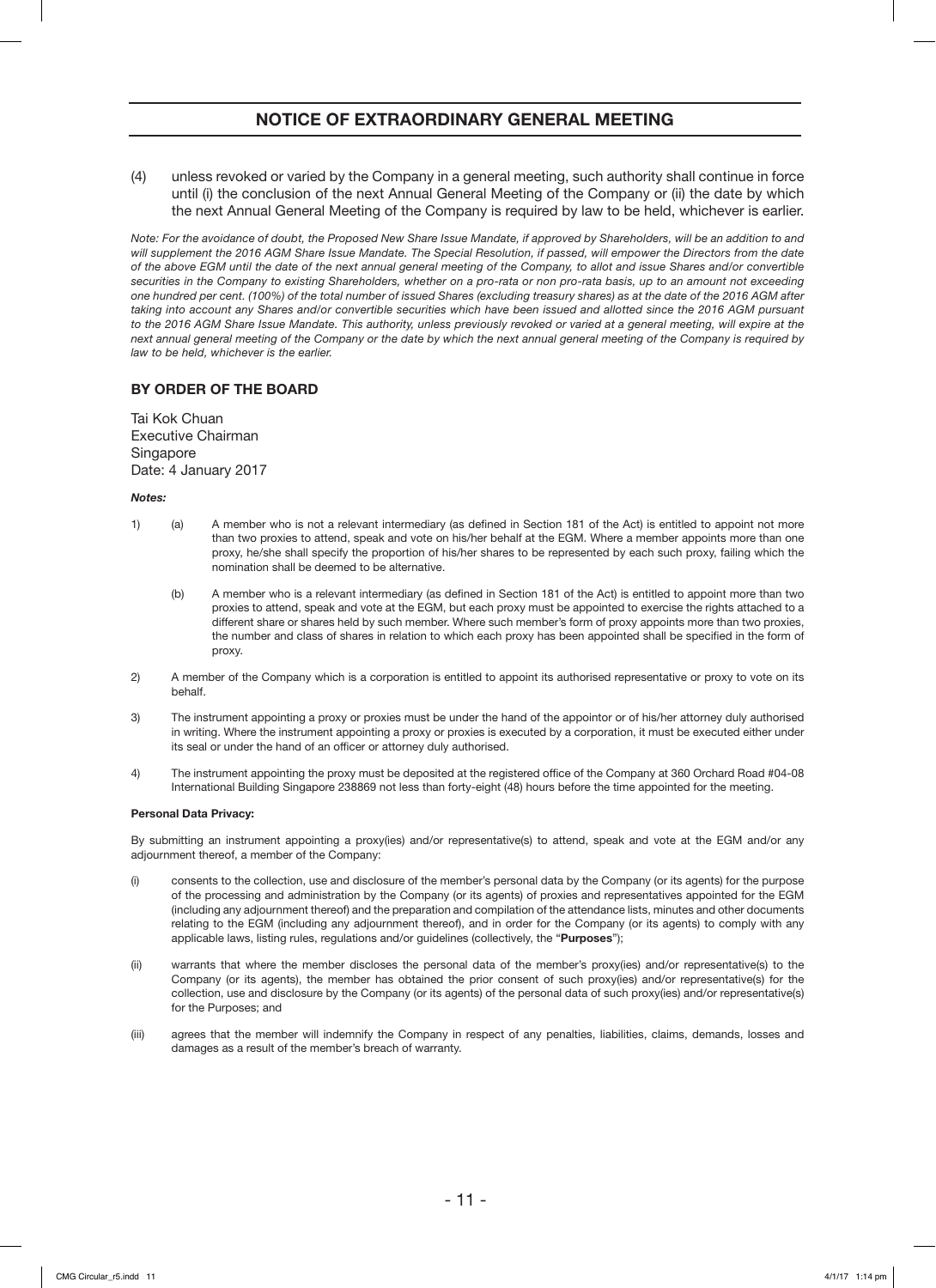## NOTICE OF EXTRAORDINARY GENERAL MEETING

(4) unless revoked or varied by the Company in a general meeting, such authority shall continue in force until (i) the conclusion of the next Annual General Meeting of the Company or (ii) the date by which the next Annual General Meeting of the Company is required by law to be held, whichever is earlier.

*Note: For the avoidance of doubt, the Proposed New Share Issue Mandate, if approved by Shareholders, will be an addition to and will supplement the 2016 AGM Share Issue Mandate. The Special Resolution, if passed, will empower the Directors from the date of the above EGM until the date of the next annual general meeting of the Company, to allot and issue Shares and/or convertible securities in the Company to existing Shareholders, whether on a pro-rata or non pro-rata basis, up to an amount not exceeding one hundred per cent. (100%) of the total number of issued Shares (excluding treasury shares) as at the date of the 2016 AGM after taking into account any Shares and/or convertible securities which have been issued and allotted since the 2016 AGM pursuant to the 2016 AGM Share Issue Mandate. This authority, unless previously revoked or varied at a general meeting, will expire at the next annual general meeting of the Company or the date by which the next annual general meeting of the Company is required by law to be held, whichever is the earlier.*

**BY ORDER OF THE BOARD**

Tai Kok Chuan
Executive Chairman
Singapore
Date: 4 January 2017

***Notes:***

1) (a) A member who is not a relevant intermediary (as defined in Section 181 of the Act) is entitled to appoint not more than two proxies to attend, speak and vote on his/her behalf at the EGM. Where a member appoints more than one proxy, he/she shall specify the proportion of his/her shares to be represented by each such proxy, failing which the nomination shall be deemed to be alternative.

   (b) A member who is a relevant intermediary (as defined in Section 181 of the Act) is entitled to appoint more than two proxies to attend, speak and vote at the EGM, but each proxy must be appointed to exercise the rights attached to a different share or shares held by such member. Where such member's form of proxy appoints more than two proxies, the number and class of shares in relation to which each proxy has been appointed shall be specified in the form of proxy.

2) A member of the Company which is a corporation is entitled to appoint its authorised representative or proxy to vote on its behalf.

3) The instrument appointing a proxy or proxies must be under the hand of the appointor or of his/her attorney duly authorised in writing. Where the instrument appointing a proxy or proxies is executed by a corporation, it must be executed either under its seal or under the hand of an officer or attorney duly authorised.

4) The instrument appointing the proxy must be deposited at the registered office of the Company at 360 Orchard Road #04-08 International Building Singapore 238869 not less than forty-eight (48) hours before the time appointed for the meeting.

**Personal Data Privacy:**

By submitting an instrument appointing a proxy(ies) and/or representative(s) to attend, speak and vote at the EGM and/or any adjournment thereof, a member of the Company:

(i) consents to the collection, use and disclosure of the member's personal data by the Company (or its agents) for the purpose of the processing and administration by the Company (or its agents) of proxies and representatives appointed for the EGM (including any adjournment thereof) and the preparation and compilation of the attendance lists, minutes and other documents relating to the EGM (including any adjournment thereof), and in order for the Company (or its agents) to comply with any applicable laws, listing rules, regulations and/or guidelines (collectively, the "**Purposes**");

(ii) warrants that where the member discloses the personal data of the member's proxy(ies) and/or representative(s) to the Company (or its agents), the member has obtained the prior consent of such proxy(ies) and/or representative(s) for the collection, use and disclosure by the Company (or its agents) of the personal data of such proxy(ies) and/or representative(s) for the Purposes; and

(iii) agrees that the member will indemnify the Company in respect of any penalties, liabilities, claims, demands, losses and damages as a result of the member's breach of warranty.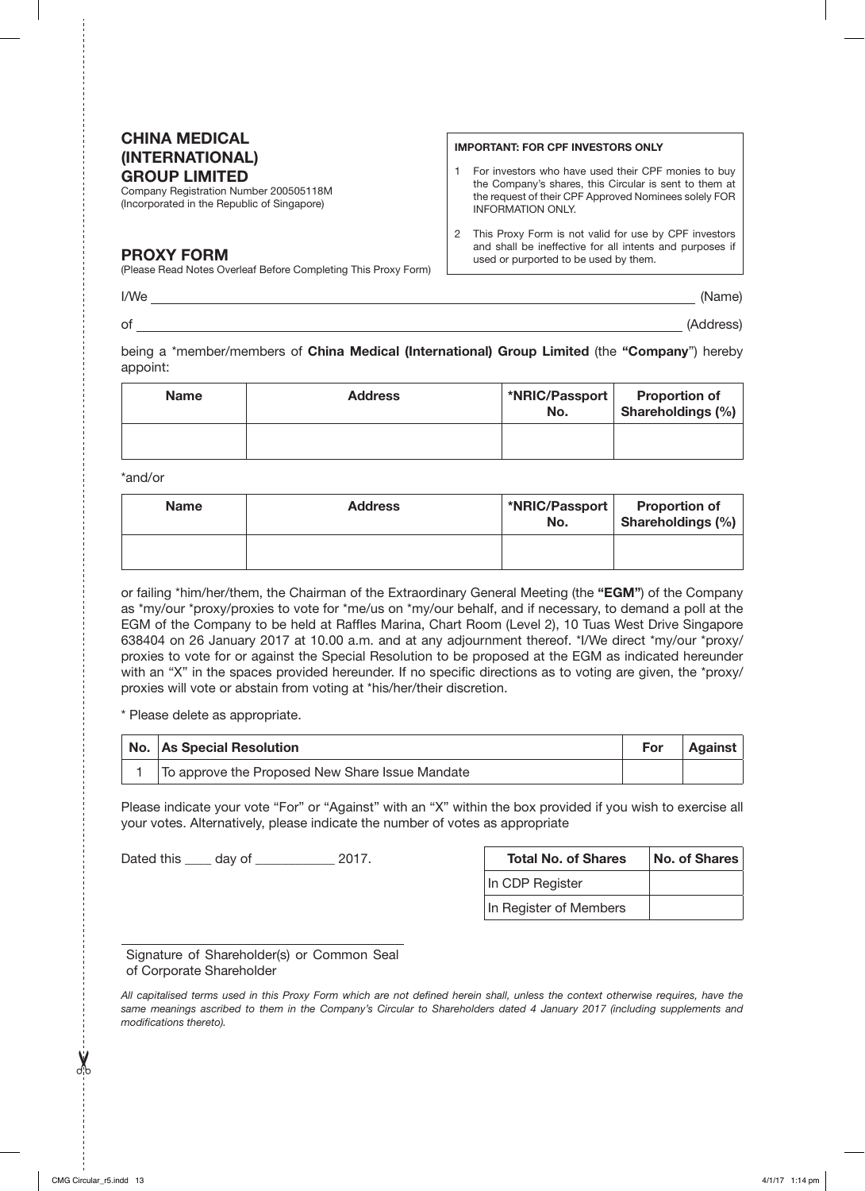# CHINA MEDICAL (INTERNATIONAL) GROUP LIMITED

Company Registration Number 200505118M
(Incorporated in the Republic of Singapore)

**IMPORTANT: FOR CPF INVESTORS ONLY**

1 For investors who have used their CPF monies to buy the Company's shares, this Circular is sent to them at the request of their CPF Approved Nominees solely FOR INFORMATION ONLY.

2 This Proxy Form is not valid for use by CPF investors and shall be ineffective for all intents and purposes if used or purported to be used by them.

## PROXY FORM

(Please Read Notes Overleaf Before Completing This Proxy Form)

I/We ______________________________________________ (Name)

of ______________________________________________ (Address)

being a *member/members of **China Medical (International) Group Limited** (the **"Company"**) hereby appoint:

| Name | Address | *NRIC/Passport No. | Proportion of Shareholdings (%) |
|---|---|---|---|
| | | | |

*and/or

| Name | Address | *NRIC/Passport No. | Proportion of Shareholdings (%) |
|---|---|---|---|
| | | | |

or failing *him/her/them, the Chairman of the Extraordinary General Meeting (the **"EGM"**) of the Company as *my/our *proxy/proxies to vote for *me/us on *my/our behalf, and if necessary, to demand a poll at the EGM of the Company to be held at Raffles Marina, Chart Room (Level 2), 10 Tuas West Drive Singapore 638404 on 26 January 2017 at 10.00 a.m. and at any adjournment thereof. *I/We direct *my/our *proxy/proxies to vote for or against the Special Resolution to be proposed at the EGM as indicated hereunder with an "X" in the spaces provided hereunder. If no specific directions as to voting are given, the *proxy/proxies will vote or abstain from voting at *his/her/their discretion.

* Please delete as appropriate.

| No. | As Special Resolution | For | Against |
|---|---|---|---|
| 1 | To approve the Proposed New Share Issue Mandate | | |

Please indicate your vote "For" or "Against" with an "X" within the box provided if you wish to exercise all your votes. Alternatively, please indicate the number of votes as appropriate

Dated this ____ day of ___________ 2017.

| Total No. of Shares | No. of Shares |
|---|---|
| In CDP Register | |
| In Register of Members | |

______________________________
Signature of Shareholder(s) or Common Seal of Corporate Shareholder

*All capitalised terms used in this Proxy Form which are not defined herein shall, unless the context otherwise requires, have the same meanings ascribed to them in the Company's Circular to Shareholders dated 4 January 2017 (including supplements and modifications thereto).*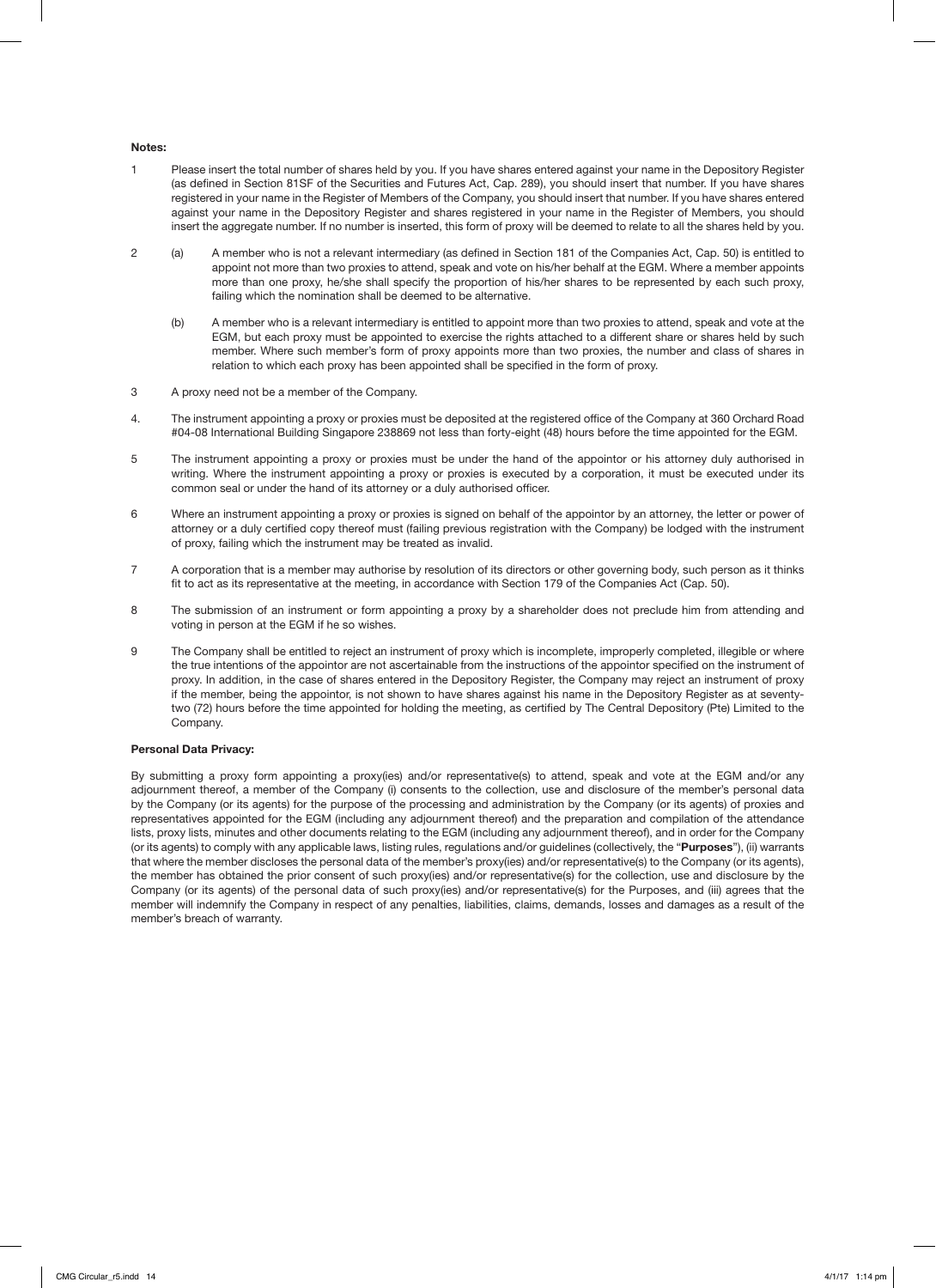**Notes:**

1. Please insert the total number of shares held by you. If you have shares entered against your name in the Depository Register (as defined in Section 81SF of the Securities and Futures Act, Cap. 289), you should insert that number. If you have shares registered in your name in the Register of Members of the Company, you should insert that number. If you have shares entered against your name in the Depository Register and shares registered in your name in the Register of Members, you should insert the aggregate number. If no number is inserted, this form of proxy will be deemed to relate to all the shares held by you.

2. (a) A member who is not a relevant intermediary (as defined in Section 181 of the Companies Act, Cap. 50) is entitled to appoint not more than two proxies to attend, speak and vote on his/her behalf at the EGM. Where a member appoints more than one proxy, he/she shall specify the proportion of his/her shares to be represented by each such proxy, failing which the nomination shall be deemed to be alternative.

   (b) A member who is a relevant intermediary is entitled to appoint more than two proxies to attend, speak and vote at the EGM, but each proxy must be appointed to exercise the rights attached to a different share or shares held by such member. Where such member's form of proxy appoints more than two proxies, the number and class of shares in relation to which each proxy has been appointed shall be specified in the form of proxy.

3. A proxy need not be a member of the Company.

4. The instrument appointing a proxy or proxies must be deposited at the registered office of the Company at 360 Orchard Road #04-08 International Building Singapore 238869 not less than forty-eight (48) hours before the time appointed for the EGM.

5. The instrument appointing a proxy or proxies must be under the hand of the appointor or his attorney duly authorised in writing. Where the instrument appointing a proxy or proxies is executed by a corporation, it must be executed under its common seal or under the hand of its attorney or a duly authorised officer.

6. Where an instrument appointing a proxy or proxies is signed on behalf of the appointor by an attorney, the letter or power of attorney or a duly certified copy thereof must (failing previous registration with the Company) be lodged with the instrument of proxy, failing which the instrument may be treated as invalid.

7. A corporation that is a member may authorise by resolution of its directors or other governing body, such person as it thinks fit to act as its representative at the meeting, in accordance with Section 179 of the Companies Act (Cap. 50).

8. The submission of an instrument or form appointing a proxy by a shareholder does not preclude him from attending and voting in person at the EGM if he so wishes.

9. The Company shall be entitled to reject an instrument of proxy which is incomplete, improperly completed, illegible or where the true intentions of the appointor are not ascertainable from the instructions of the appointor specified on the instrument of proxy. In addition, in the case of shares entered in the Depository Register, the Company may reject an instrument of proxy if the member, being the appointor, is not shown to have shares against his name in the Depository Register as at seventy-two (72) hours before the time appointed for holding the meeting, as certified by The Central Depository (Pte) Limited to the Company.

**Personal Data Privacy:**

By submitting a proxy form appointing a proxy(ies) and/or representative(s) to attend, speak and vote at the EGM and/or any adjournment thereof, a member of the Company (i) consents to the collection, use and disclosure of the member's personal data by the Company (or its agents) for the purpose of the processing and administration by the Company (or its agents) of proxies and representatives appointed for the EGM (including any adjournment thereof) and the preparation and compilation of the attendance lists, proxy lists, minutes and other documents relating to the EGM (including any adjournment thereof), and in order for the Company (or its agents) to comply with any applicable laws, listing rules, regulations and/or guidelines (collectively, the "**Purposes**"), (ii) warrants that where the member discloses the personal data of the member's proxy(ies) and/or representative(s) to the Company (or its agents), the member has obtained the prior consent of such proxy(ies) and/or representative(s) for the collection, use and disclosure by the Company (or its agents) of the personal data of such proxy(ies) and/or representative(s) for the Purposes, and (iii) agrees that the member will indemnify the Company in respect of any penalties, liabilities, claims, demands, losses and damages as a result of the member's breach of warranty.